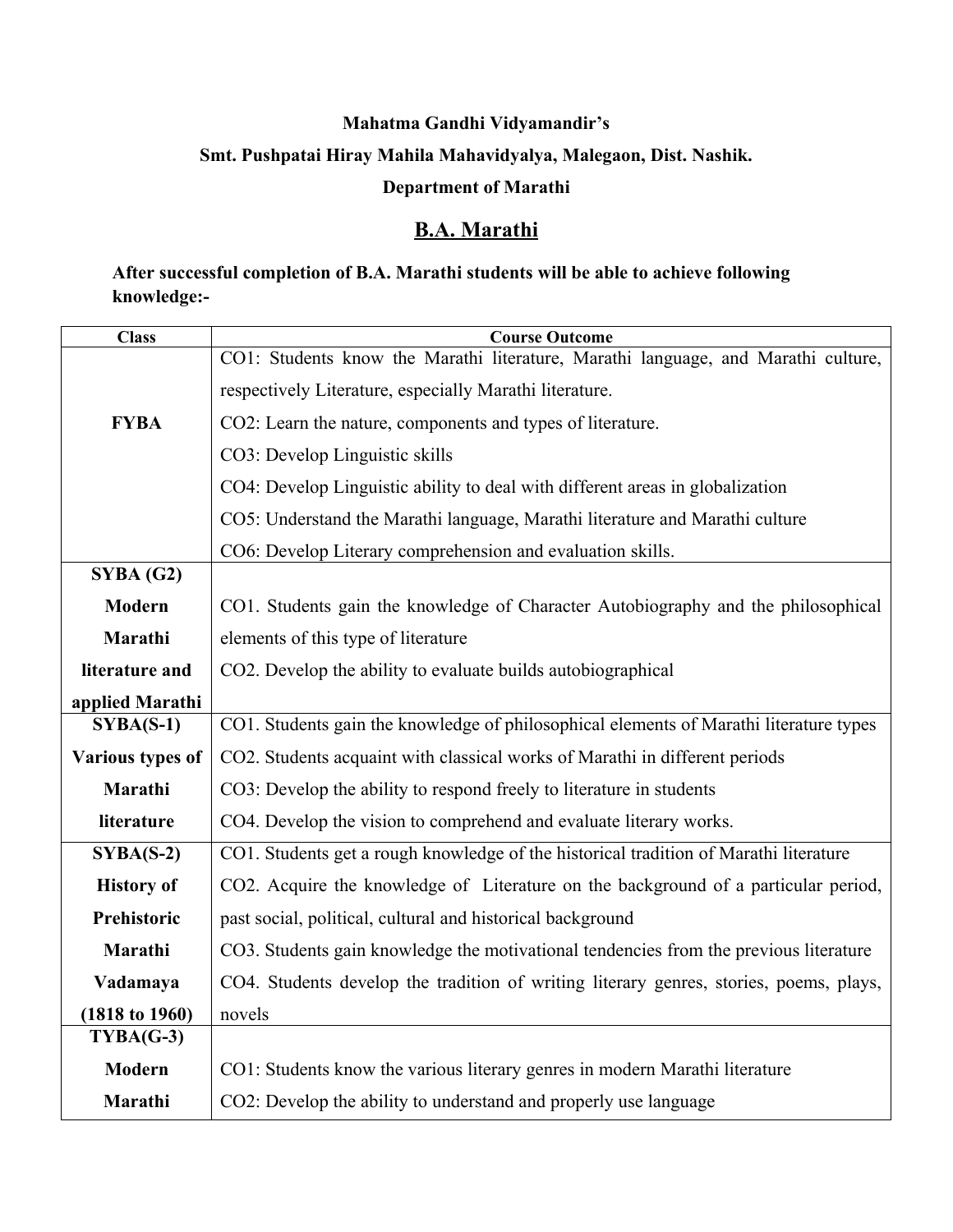**Mahatma Gandhi Vidyamandir's**

**Smt. Pushpatai Hiray Mahila Mahavidyalya, Malegaon, Dist. Nashik.**

**Department of Marathi**

## B.A. Marathi

**After successful completion of B.A. Marathi students will be able to achieve following knowledge:-**

| Class | Course Outcome |
|---|---|
| **FYBA** | CO1: Students know the Marathi literature, Marathi language, and Marathi culture, respectively Literature, especially Marathi literature.<br>CO2: Learn the nature, components and types of literature.<br>CO3: Develop Linguistic skills<br>CO4: Develop Linguistic ability to deal with different areas in globalization<br>CO5: Understand the Marathi language, Marathi literature and Marathi culture<br>CO6: Develop Literary comprehension and evaluation skills. |
| **SYBA (G2) Modern Marathi literature and applied Marathi** | CO1. Students gain the knowledge of Character Autobiography and the philosophical elements of this type of literature<br>CO2. Develop the ability to evaluate builds autobiographical |
| **SYBA(S-1) Various types of Marathi literature** | CO1. Students gain the knowledge of philosophical elements of Marathi literature types<br>CO2. Students acquaint with classical works of Marathi in different periods<br>CO3: Develop the ability to respond freely to literature in students<br>CO4. Develop the vision to comprehend and evaluate literary works. |
| **SYBA(S-2) History of Prehistoric Marathi Vadamaya (1818 to 1960)** | CO1. Students get a rough knowledge of the historical tradition of Marathi literature<br>CO2. Acquire the knowledge of Literature on the background of a particular period, past social, political, cultural and historical background<br>CO3. Students gain knowledge the motivational tendencies from the previous literature<br>CO4. Students develop the tradition of writing literary genres, stories, poems, plays, novels |
| **TYBA(G-3) Modern Marathi** | CO1: Students know the various literary genres in modern Marathi literature<br>CO2: Develop the ability to understand and properly use language |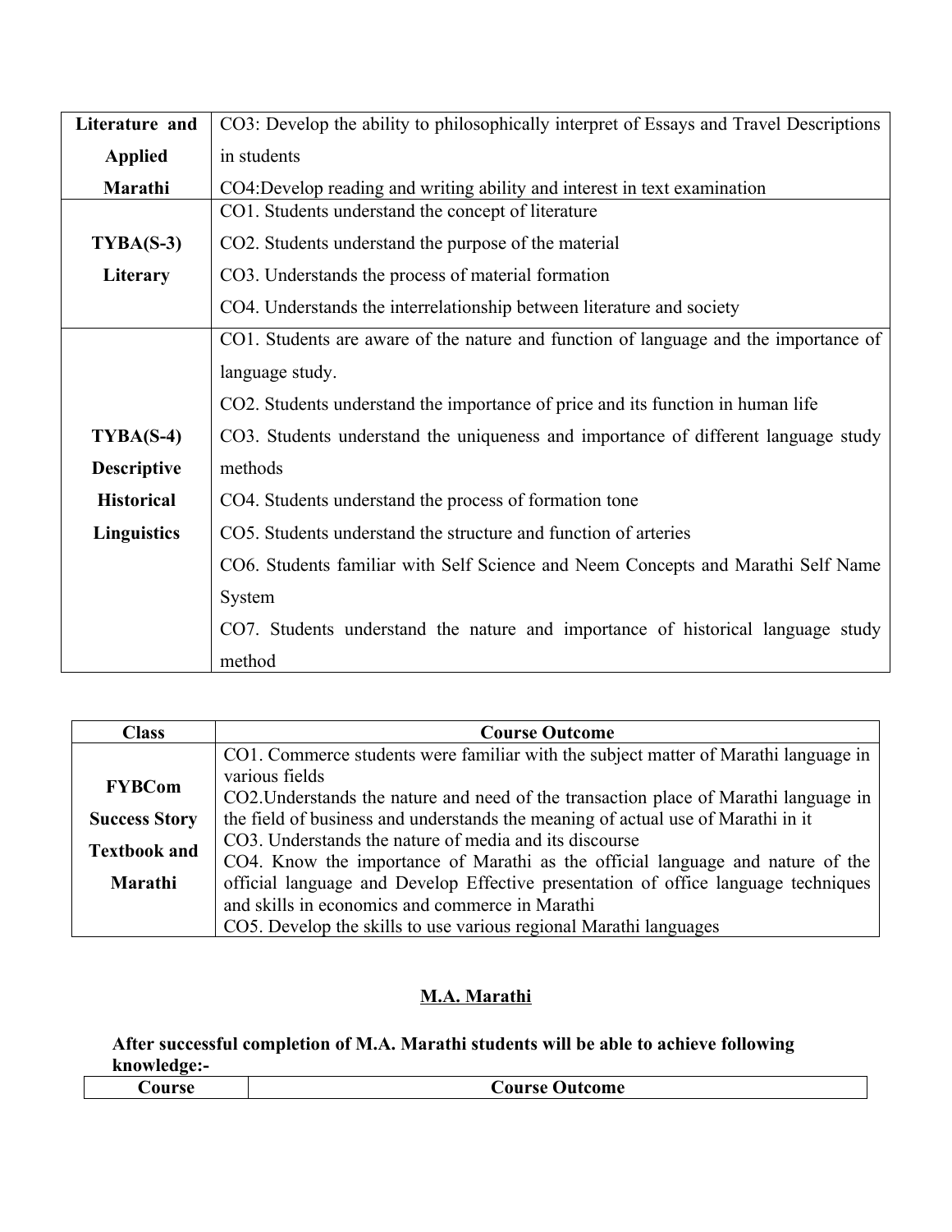| | |
|---|---|
| **Literature and Applied Marathi** | CO3: Develop the ability to philosophically interpret of Essays and Travel Descriptions in students<br>CO4:Develop reading and writing ability and interest in text examination |
| **TYBA(S-3) Literary** | CO1. Students understand the concept of literature<br>CO2. Students understand the purpose of the material<br>CO3. Understands the process of material formation<br>CO4. Understands the interrelationship between literature and society |
| **TYBA(S-4) Descriptive Historical Linguistics** | CO1. Students are aware of the nature and function of language and the importance of language study.<br>CO2. Students understand the importance of price and its function in human life<br>CO3. Students understand the uniqueness and importance of different language study methods<br>CO4. Students understand the process of formation tone<br>CO5. Students understand the structure and function of arteries<br>CO6. Students familiar with Self Science and Neem Concepts and Marathi Self Name System<br>CO7. Students understand the nature and importance of historical language study method |

| Class | Course Outcome |
|---|---|
| **FYBCom Success Story Textbook and Marathi** | CO1. Commerce students were familiar with the subject matter of Marathi language in various fields<br>CO2.Understands the nature and need of the transaction place of Marathi language in the field of business and understands the meaning of actual use of Marathi in it<br>CO3. Understands the nature of media and its discourse<br>CO4. Know the importance of Marathi as the official language and nature of the official language and Develop Effective presentation of office language techniques and skills in economics and commerce in Marathi<br>CO5. Develop the skills to use various regional Marathi languages |

## M.A. Marathi

**After successful completion of M.A. Marathi students will be able to achieve following knowledge:-**

| Course | Course Outcome |
|---|---|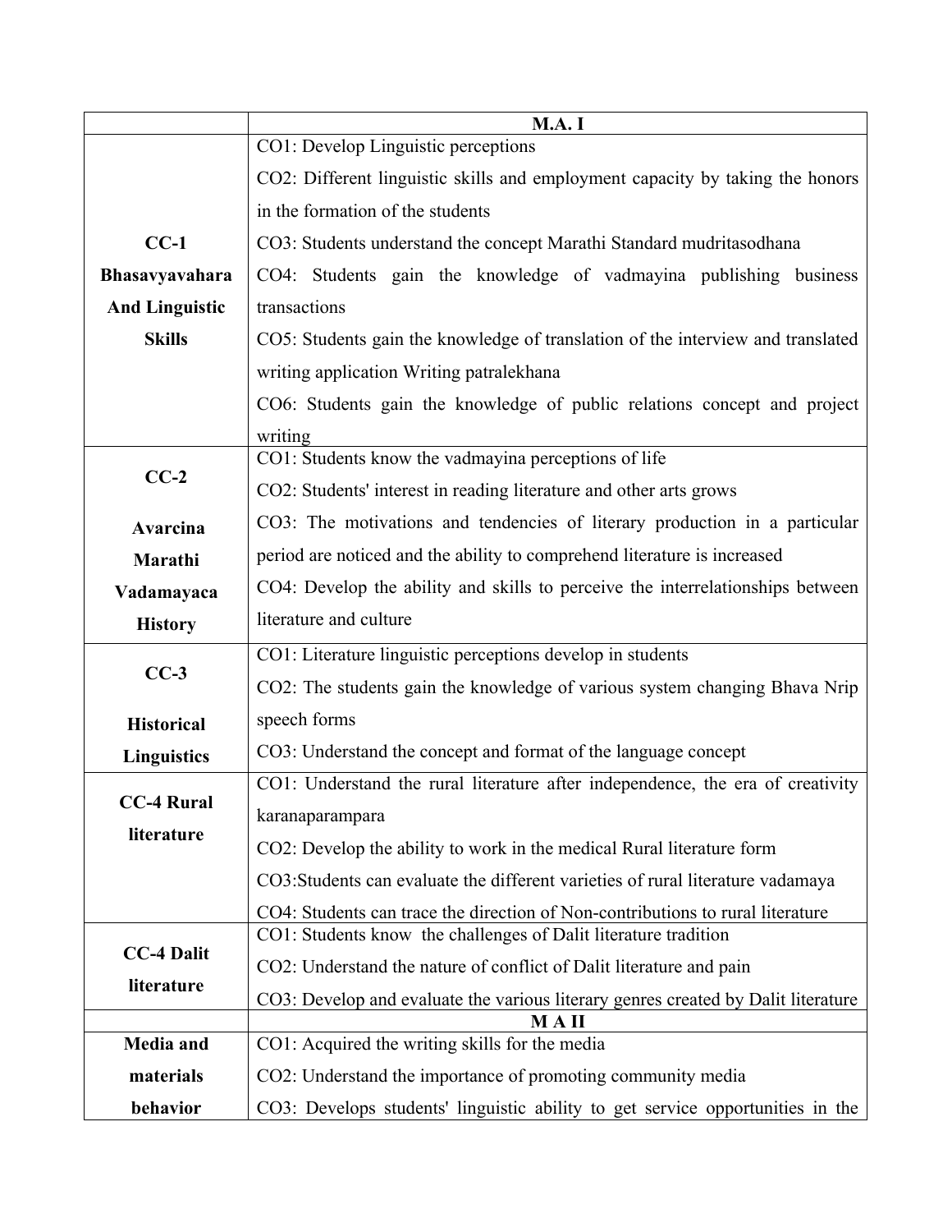| | M.A. I |
|---|---|
| **CC-1 Bhasavyavahara And Linguistic Skills** | CO1: Develop Linguistic perceptions<br>CO2: Different linguistic skills and employment capacity by taking the honors in the formation of the students<br>CO3: Students understand the concept Marathi Standard mudritasodhana<br>CO4: Students gain the knowledge of vadmayina publishing business transactions<br>CO5: Students gain the knowledge of translation of the interview and translated writing application Writing patralekhana<br>CO6: Students gain the knowledge of public relations concept and project writing |
| **CC-2 Avarcina Marathi Vadamayaca History** | CO1: Students know the vadmayina perceptions of life<br>CO2: Students' interest in reading literature and other arts grows<br>CO3: The motivations and tendencies of literary production in a particular period are noticed and the ability to comprehend literature is increased<br>CO4: Develop the ability and skills to perceive the interrelationships between literature and culture |
| **CC-3 Historical Linguistics** | CO1: Literature linguistic perceptions develop in students<br>CO2: The students gain the knowledge of various system changing Bhava Nrip speech forms<br>CO3: Understand the concept and format of the language concept |
| **CC-4 Rural literature** | CO1: Understand the rural literature after independence, the era of creativity karanaparampara<br>CO2: Develop the ability to work in the medical Rural literature form<br>CO3:Students can evaluate the different varieties of rural literature vadamaya<br>CO4: Students can trace the direction of Non-contributions to rural literature |
| **CC-4 Dalit literature** | CO1: Students know the challenges of Dalit literature tradition<br>CO2: Understand the nature of conflict of Dalit literature and pain<br>CO3: Develop and evaluate the various literary genres created by Dalit literature |
| | **M A II** |
| **Media and materials behavior** | CO1: Acquired the writing skills for the media<br>CO2: Understand the importance of promoting community media<br>CO3: Develops students' linguistic ability to get service opportunities in the |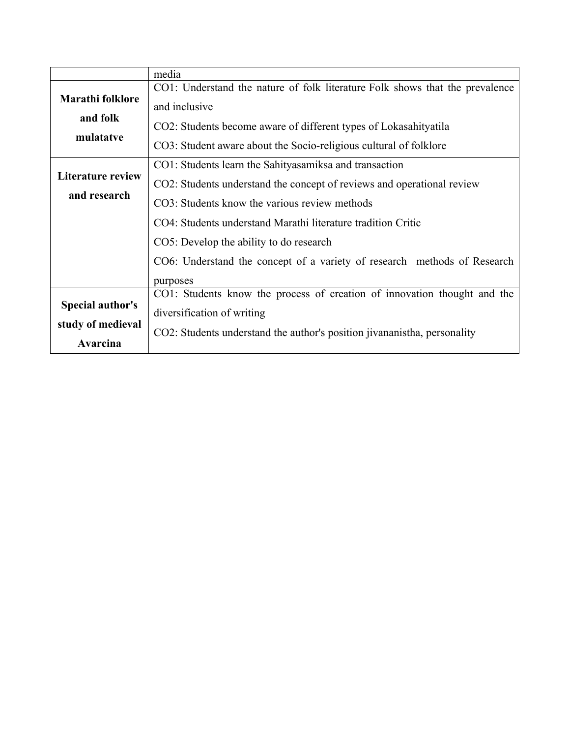| | |
|---|---|
| | media |
| **Marathi folklore and folk mulatatve** | CO1: Understand the nature of folk literature Folk shows that the prevalence and inclusive<br>CO2: Students become aware of different types of Lokasahityatila<br>CO3: Student aware about the Socio-religious cultural of folklore |
| **Literature review and research** | CO1: Students learn the Sahityasamiksa and transaction<br>CO2: Students understand the concept of reviews and operational review<br>CO3: Students know the various review methods<br>CO4: Students understand Marathi literature tradition Critic<br>CO5: Develop the ability to do research<br>CO6: Understand the concept of a variety of research methods of Research purposes |
| **Special author's study of medieval Avarcina** | CO1: Students know the process of creation of innovation thought and the diversification of writing<br>CO2: Students understand the author's position jivananistha, personality |